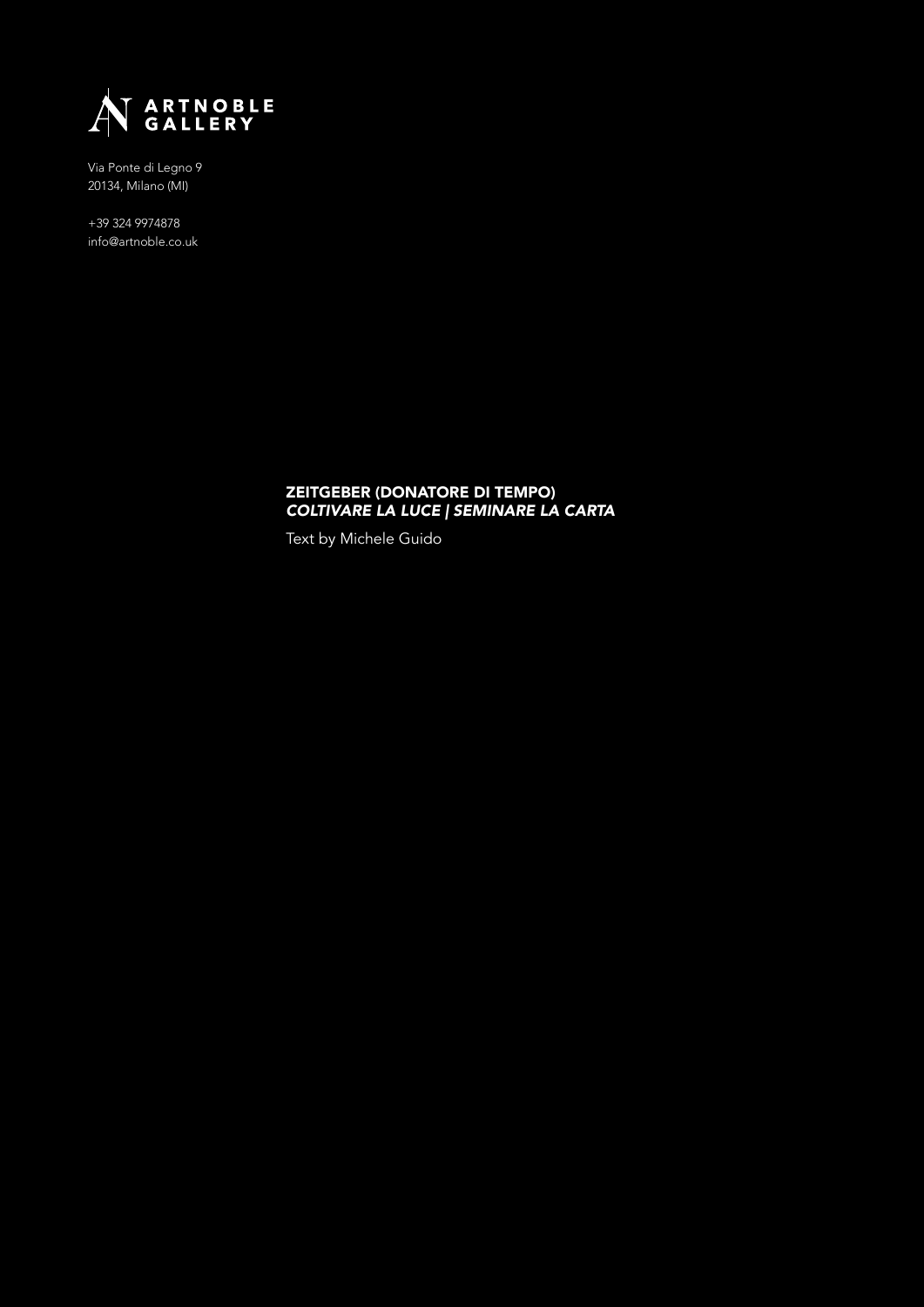ARTNOBLE GALLERY

Via Ponte di Legno 9
20134, Milano (MI)

+39 324 9974878
info@artnoble.co.uk

# ZEITGEBER (DONATORE DI TEMPO)
## *COLTIVARE LA LUCE | SEMINARE LA CARTA*

Text by Michele Guido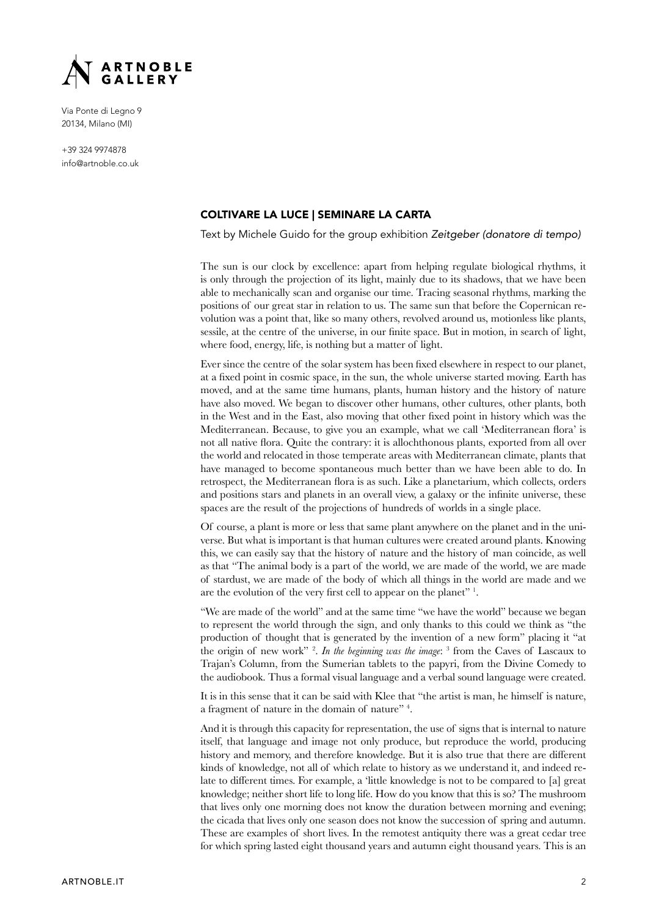Via Ponte di Legno 9
20134, Milano (MI)

+39 324 9974878
info@artnoble.co.uk

## COLTIVARE LA LUCE | SEMINARE LA CARTA

Text by Michele Guido for the group exhibition *Zeitgeber (donatore di tempo)*

The sun is our clock by excellence: apart from helping regulate biological rhythms, it is only through the projection of its light, mainly due to its shadows, that we have been able to mechanically scan and organise our time. Tracing seasonal rhythms, marking the positions of our great star in relation to us. The same sun that before the Copernican revolution was a point that, like so many others, revolved around us, motionless like plants, sessile, at the centre of the universe, in our finite space. But in motion, in search of light, where food, energy, life, is nothing but a matter of light.

Ever since the centre of the solar system has been fixed elsewhere in respect to our planet, at a fixed point in cosmic space, in the sun, the whole universe started moving. Earth has moved, and at the same time humans, plants, human history and the history of nature have also moved. We began to discover other humans, other cultures, other plants, both in the West and in the East, also moving that other fixed point in history which was the Mediterranean. Because, to give you an example, what we call 'Mediterranean flora' is not all native flora. Quite the contrary: it is allochthonous plants, exported from all over the world and relocated in those temperate areas with Mediterranean climate, plants that have managed to become spontaneous much better than we have been able to do. In retrospect, the Mediterranean flora is as such. Like a planetarium, which collects, orders and positions stars and planets in an overall view, a galaxy or the infinite universe, these spaces are the result of the projections of hundreds of worlds in a single place.

Of course, a plant is more or less that same plant anywhere on the planet and in the universe. But what is important is that human cultures were created around plants. Knowing this, we can easily say that the history of nature and the history of man coincide, as well as that "The animal body is a part of the world, we are made of the world, we are made of stardust, we are made of the body of which all things in the world are made and we are the evolution of the very first cell to appear on the planet" [1].

"We are made of the world" and at the same time "we have the world" because we began to represent the world through the sign, and only thanks to this could we think as "the production of thought that is generated by the invention of a new form" placing it "at the origin of new work" [2]. *In the beginning was the image*: [3] from the Caves of Lascaux to Trajan's Column, from the Sumerian tablets to the papyri, from the Divine Comedy to the audiobook. Thus a formal visual language and a verbal sound language were created.

It is in this sense that it can be said with Klee that "the artist is man, he himself is nature, a fragment of nature in the domain of nature" [4].

And it is through this capacity for representation, the use of signs that is internal to nature itself, that language and image not only produce, but reproduce the world, producing history and memory, and therefore knowledge. But it is also true that there are different kinds of knowledge, not all of which relate to history as we understand it, and indeed relate to different times. For example, a 'little knowledge is not to be compared to [a] great knowledge; neither short life to long life. How do you know that this is so? The mushroom that lives only one morning does not know the duration between morning and evening; the cicada that lives only one season does not know the succession of spring and autumn. These are examples of short lives. In the remotest antiquity there was a great cedar tree for which spring lasted eight thousand years and autumn eight thousand years. This is an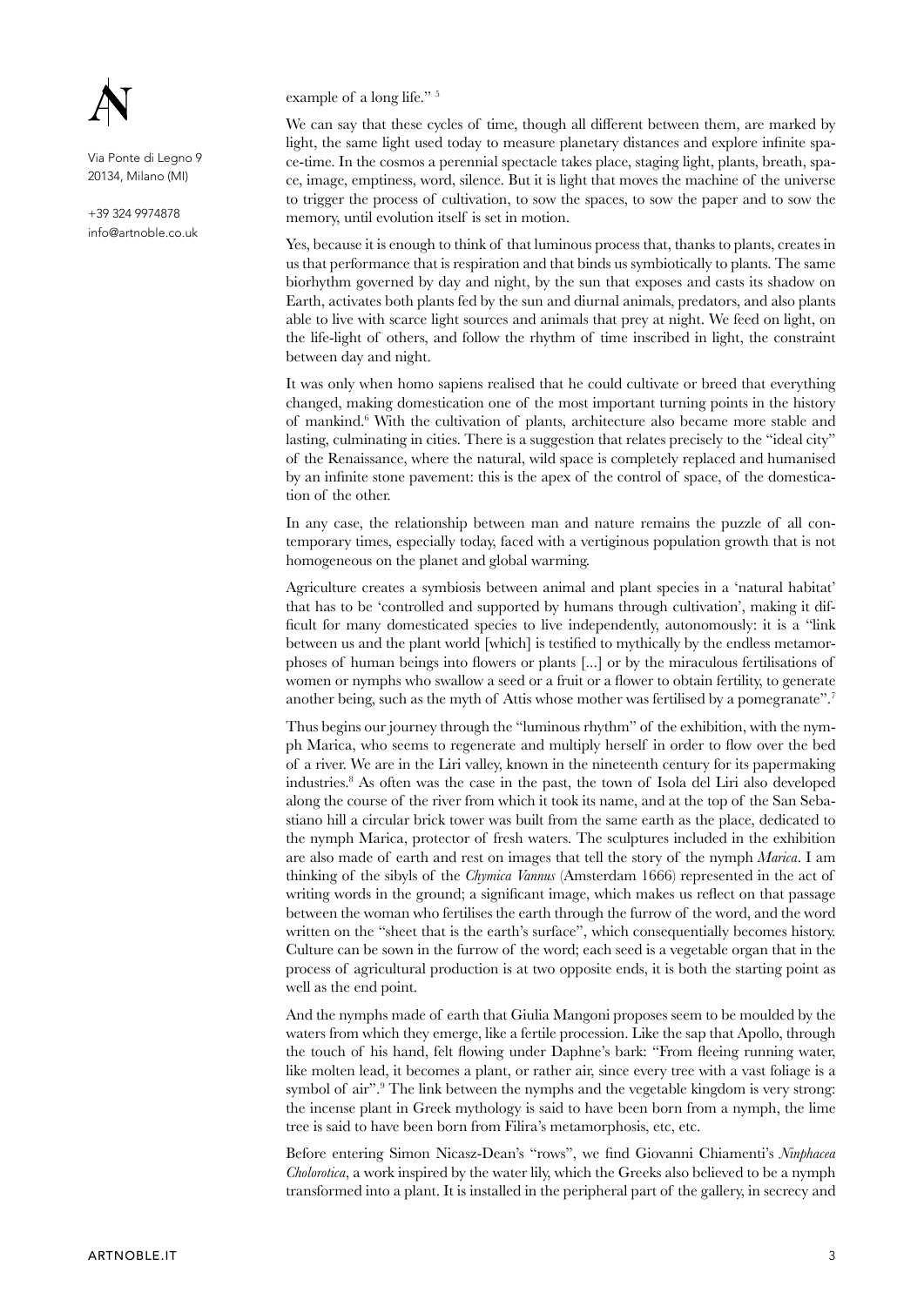example of a long life." [5]

We can say that these cycles of time, though all different between them, are marked by light, the same light used today to measure planetary distances and explore infinite space-time. In the cosmos a perennial spectacle takes place, staging light, plants, breath, space, image, emptiness, word, silence. But it is light that moves the machine of the universe to trigger the process of cultivation, to sow the spaces, to sow the paper and to sow the memory, until evolution itself is set in motion.

Yes, because it is enough to think of that luminous process that, thanks to plants, creates in us that performance that is respiration and that binds us symbiotically to plants. The same biorhythm governed by day and night, by the sun that exposes and casts its shadow on Earth, activates both plants fed by the sun and diurnal animals, predators, and also plants able to live with scarce light sources and animals that prey at night. We feed on light, on the life-light of others, and follow the rhythm of time inscribed in light, the constraint between day and night.

It was only when homo sapiens realised that he could cultivate or breed that everything changed, making domestication one of the most important turning points in the history of mankind.[6] With the cultivation of plants, architecture also became more stable and lasting, culminating in cities. There is a suggestion that relates precisely to the "ideal city" of the Renaissance, where the natural, wild space is completely replaced and humanised by an infinite stone pavement: this is the apex of the control of space, of the domestication of the other.

In any case, the relationship between man and nature remains the puzzle of all contemporary times, especially today, faced with a vertiginous population growth that is not homogeneous on the planet and global warming.

Agriculture creates a symbiosis between animal and plant species in a 'natural habitat' that has to be 'controlled and supported by humans through cultivation', making it difficult for many domesticated species to live independently, autonomously: it is a "link between us and the plant world [which] is testified to mythically by the endless metamorphoses of human beings into flowers or plants [...] or by the miraculous fertilisations of women or nymphs who swallow a seed or a fruit or a flower to obtain fertility, to generate another being, such as the myth of Attis whose mother was fertilised by a pomegranate".[7]

Thus begins our journey through the "luminous rhythm" of the exhibition, with the nymph Marica, who seems to regenerate and multiply herself in order to flow over the bed of a river. We are in the Liri valley, known in the nineteenth century for its papermaking industries.[8] As often was the case in the past, the town of Isola del Liri also developed along the course of the river from which it took its name, and at the top of the San Sebastiano hill a circular brick tower was built from the same earth as the place, dedicated to the nymph Marica, protector of fresh waters. The sculptures included in the exhibition are also made of earth and rest on images that tell the story of the nymph *Marica*. I am thinking of the sibyls of the *Chymica Vannus* (Amsterdam 1666) represented in the act of writing words in the ground; a significant image, which makes us reflect on that passage between the woman who fertilises the earth through the furrow of the word, and the word written on the "sheet that is the earth's surface", which consequentially becomes history. Culture can be sown in the furrow of the word; each seed is a vegetable organ that in the process of agricultural production is at two opposite ends, it is both the starting point as well as the end point.

And the nymphs made of earth that Giulia Mangoni proposes seem to be moulded by the waters from which they emerge, like a fertile procession. Like the sap that Apollo, through the touch of his hand, felt flowing under Daphne's bark: "From fleeing running water, like molten lead, it becomes a plant, or rather air, since every tree with a vast foliage is a symbol of air".[9] The link between the nymphs and the vegetable kingdom is very strong: the incense plant in Greek mythology is said to have been born from a nymph, the lime tree is said to have been born from Filira's metamorphosis, etc, etc.

Before entering Simon Nicasz-Dean's "rows", we find Giovanni Chiamenti's *Ninphacea Cholorotica*, a work inspired by the water lily, which the Greeks also believed to be a nymph transformed into a plant. It is installed in the peripheral part of the gallery, in secrecy and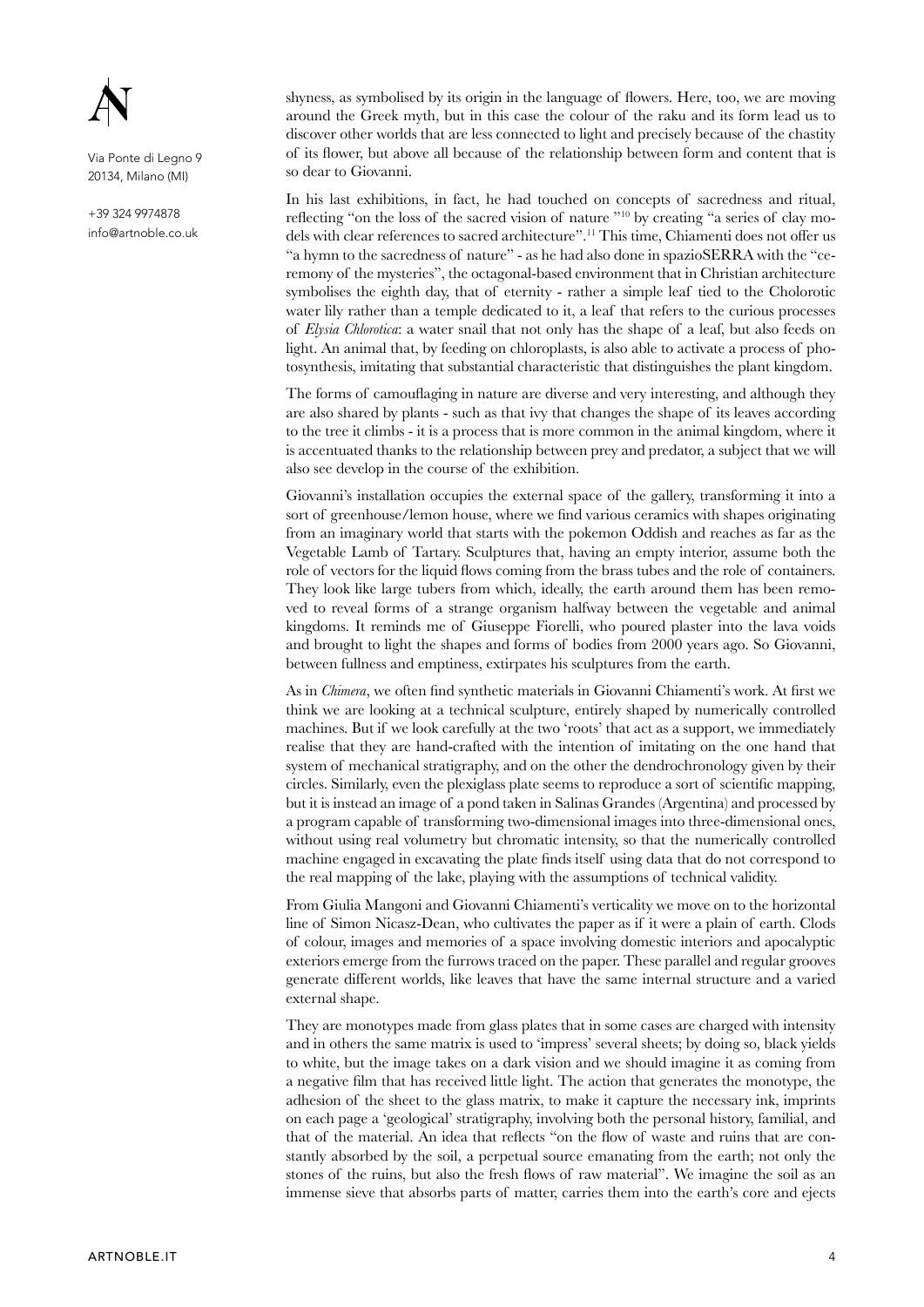shyness, as symbolised by its origin in the language of flowers. Here, too, we are moving around the Greek myth, but in this case the colour of the raku and its form lead us to discover other worlds that are less connected to light and precisely because of the chastity of its flower, but above all because of the relationship between form and content that is so dear to Giovanni.

In his last exhibitions, in fact, he had touched on concepts of sacredness and ritual, reflecting "on the loss of the sacred vision of nature "[10] by creating "a series of clay models with clear references to sacred architecture".[11] This time, Chiamenti does not offer us "a hymn to the sacredness of nature" - as he had also done in spazioSERRA with the "ceremony of the mysteries", the octagonal-based environment that in Christian architecture symbolises the eighth day, that of eternity - rather a simple leaf tied to the Cholorotic water lily rather than a temple dedicated to it, a leaf that refers to the curious processes of *Elysia Chlorotica*: a water snail that not only has the shape of a leaf, but also feeds on light. An animal that, by feeding on chloroplasts, is also able to activate a process of photosynthesis, imitating that substantial characteristic that distinguishes the plant kingdom.

The forms of camouflaging in nature are diverse and very interesting, and although they are also shared by plants - such as that ivy that changes the shape of its leaves according to the tree it climbs - it is a process that is more common in the animal kingdom, where it is accentuated thanks to the relationship between prey and predator, a subject that we will also see develop in the course of the exhibition.

Giovanni's installation occupies the external space of the gallery, transforming it into a sort of greenhouse/lemon house, where we find various ceramics with shapes originating from an imaginary world that starts with the pokemon Oddish and reaches as far as the Vegetable Lamb of Tartary. Sculptures that, having an empty interior, assume both the role of vectors for the liquid flows coming from the brass tubes and the role of containers. They look like large tubers from which, ideally, the earth around them has been removed to reveal forms of a strange organism halfway between the vegetable and animal kingdoms. It reminds me of Giuseppe Fiorelli, who poured plaster into the lava voids and brought to light the shapes and forms of bodies from 2000 years ago. So Giovanni, between fullness and emptiness, extirpates his sculptures from the earth.

As in *Chimera*, we often find synthetic materials in Giovanni Chiamenti's work. At first we think we are looking at a technical sculpture, entirely shaped by numerically controlled machines. But if we look carefully at the two 'roots' that act as a support, we immediately realise that they are hand-crafted with the intention of imitating on the one hand that system of mechanical stratigraphy, and on the other the dendrochronology given by their circles. Similarly, even the plexiglass plate seems to reproduce a sort of scientific mapping, but it is instead an image of a pond taken in Salinas Grandes (Argentina) and processed by a program capable of transforming two-dimensional images into three-dimensional ones, without using real volumetry but chromatic intensity, so that the numerically controlled machine engaged in excavating the plate finds itself using data that do not correspond to the real mapping of the lake, playing with the assumptions of technical validity.

From Giulia Mangoni and Giovanni Chiamenti's verticality we move on to the horizontal line of Simon Nicasz-Dean, who cultivates the paper as if it were a plain of earth. Clods of colour, images and memories of a space involving domestic interiors and apocalyptic exteriors emerge from the furrows traced on the paper. These parallel and regular grooves generate different worlds, like leaves that have the same internal structure and a varied external shape.

They are monotypes made from glass plates that in some cases are charged with intensity and in others the same matrix is used to 'impress' several sheets; by doing so, black yields to white, but the image takes on a dark vision and we should imagine it as coming from a negative film that has received little light. The action that generates the monotype, the adhesion of the sheet to the glass matrix, to make it capture the necessary ink, imprints on each page a 'geological' stratigraphy, involving both the personal history, familial, and that of the material. An idea that reflects "on the flow of waste and ruins that are constantly absorbed by the soil, a perpetual source emanating from the earth; not only the stones of the ruins, but also the fresh flows of raw material". We imagine the soil as an immense sieve that absorbs parts of matter, carries them into the earth's core and ejects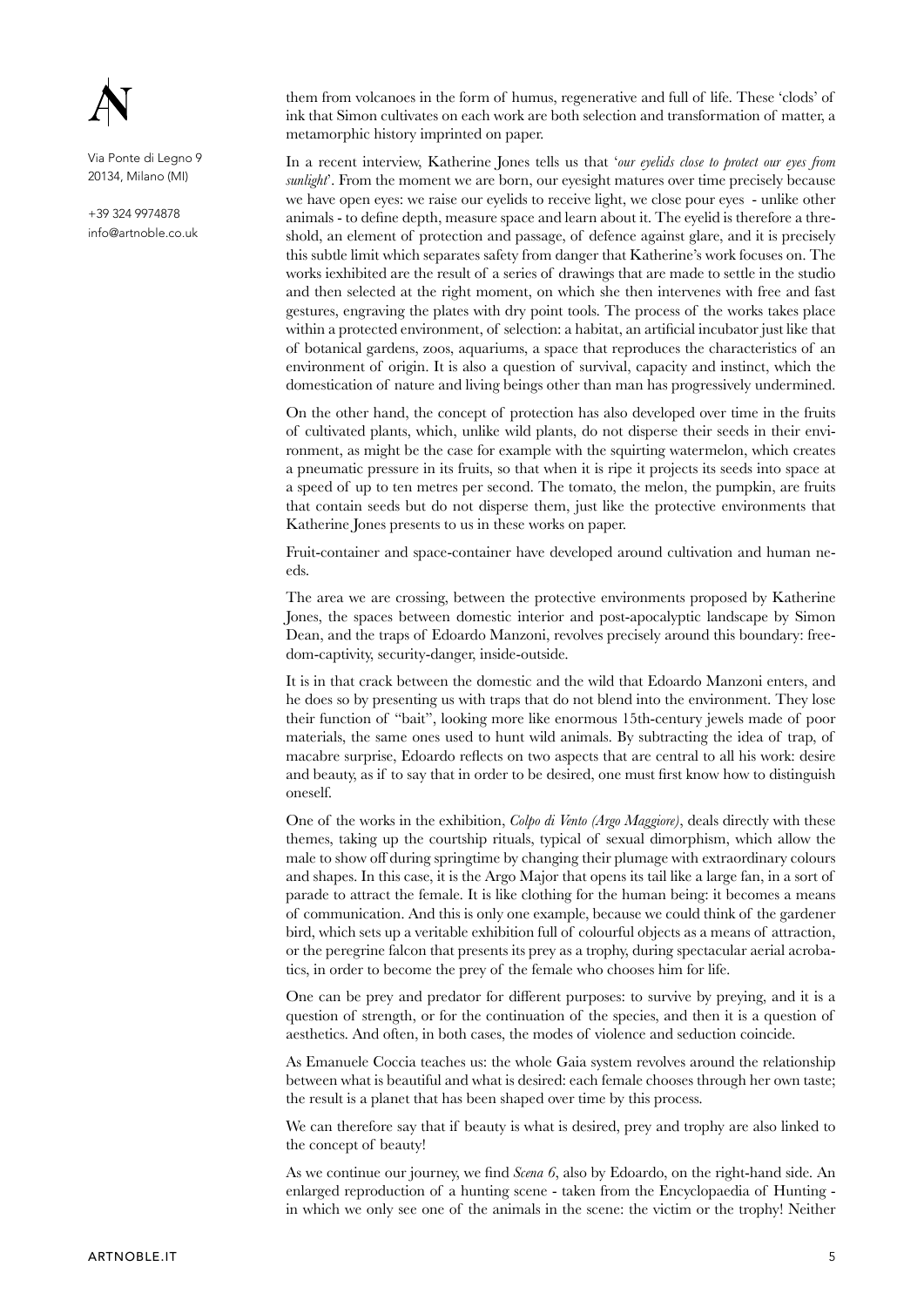them from volcanoes in the form of humus, regenerative and full of life. These 'clods' of ink that Simon cultivates on each work are both selection and transformation of matter, a metamorphic history imprinted on paper.

In a recent interview, Katherine Jones tells us that '*our eyelids close to protect our eyes from sunlight*'. From the moment we are born, our eyesight matures over time precisely because we have open eyes: we raise our eyelids to receive light, we close pour eyes - unlike other animals - to define depth, measure space and learn about it. The eyelid is therefore a threshold, an element of protection and passage, of defence against glare, and it is precisely this subtle limit which separates safety from danger that Katherine's work focuses on. The works iexhibited are the result of a series of drawings that are made to settle in the studio and then selected at the right moment, on which she then intervenes with free and fast gestures, engraving the plates with dry point tools. The process of the works takes place within a protected environment, of selection: a habitat, an artificial incubator just like that of botanical gardens, zoos, aquariums, a space that reproduces the characteristics of an environment of origin. It is also a question of survival, capacity and instinct, which the domestication of nature and living beings other than man has progressively undermined.

On the other hand, the concept of protection has also developed over time in the fruits of cultivated plants, which, unlike wild plants, do not disperse their seeds in their environment, as might be the case for example with the squirting watermelon, which creates a pneumatic pressure in its fruits, so that when it is ripe it projects its seeds into space at a speed of up to ten metres per second. The tomato, the melon, the pumpkin, are fruits that contain seeds but do not disperse them, just like the protective environments that Katherine Jones presents to us in these works on paper.

Fruit-container and space-container have developed around cultivation and human needs.

The area we are crossing, between the protective environments proposed by Katherine Jones, the spaces between domestic interior and post-apocalyptic landscape by Simon Dean, and the traps of Edoardo Manzoni, revolves precisely around this boundary: freedom-captivity, security-danger, inside-outside.

It is in that crack between the domestic and the wild that Edoardo Manzoni enters, and he does so by presenting us with traps that do not blend into the environment. They lose their function of "bait", looking more like enormous 15th-century jewels made of poor materials, the same ones used to hunt wild animals. By subtracting the idea of trap, of macabre surprise, Edoardo reflects on two aspects that are central to all his work: desire and beauty, as if to say that in order to be desired, one must first know how to distinguish oneself.

One of the works in the exhibition, *Colpo di Vento (Argo Maggiore)*, deals directly with these themes, taking up the courtship rituals, typical of sexual dimorphism, which allow the male to show off during springtime by changing their plumage with extraordinary colours and shapes. In this case, it is the Argo Major that opens its tail like a large fan, in a sort of parade to attract the female. It is like clothing for the human being: it becomes a means of communication. And this is only one example, because we could think of the gardener bird, which sets up a veritable exhibition full of colourful objects as a means of attraction, or the peregrine falcon that presents its prey as a trophy, during spectacular aerial acrobatics, in order to become the prey of the female who chooses him for life.

One can be prey and predator for different purposes: to survive by preying, and it is a question of strength, or for the continuation of the species, and then it is a question of aesthetics. And often, in both cases, the modes of violence and seduction coincide.

As Emanuele Coccia teaches us: the whole Gaia system revolves around the relationship between what is beautiful and what is desired: each female chooses through her own taste; the result is a planet that has been shaped over time by this process.

We can therefore say that if beauty is what is desired, prey and trophy are also linked to the concept of beauty!

As we continue our journey, we find *Scena 6*, also by Edoardo, on the right-hand side. An enlarged reproduction of a hunting scene - taken from the Encyclopaedia of Hunting - in which we only see one of the animals in the scene: the victim or the trophy! Neither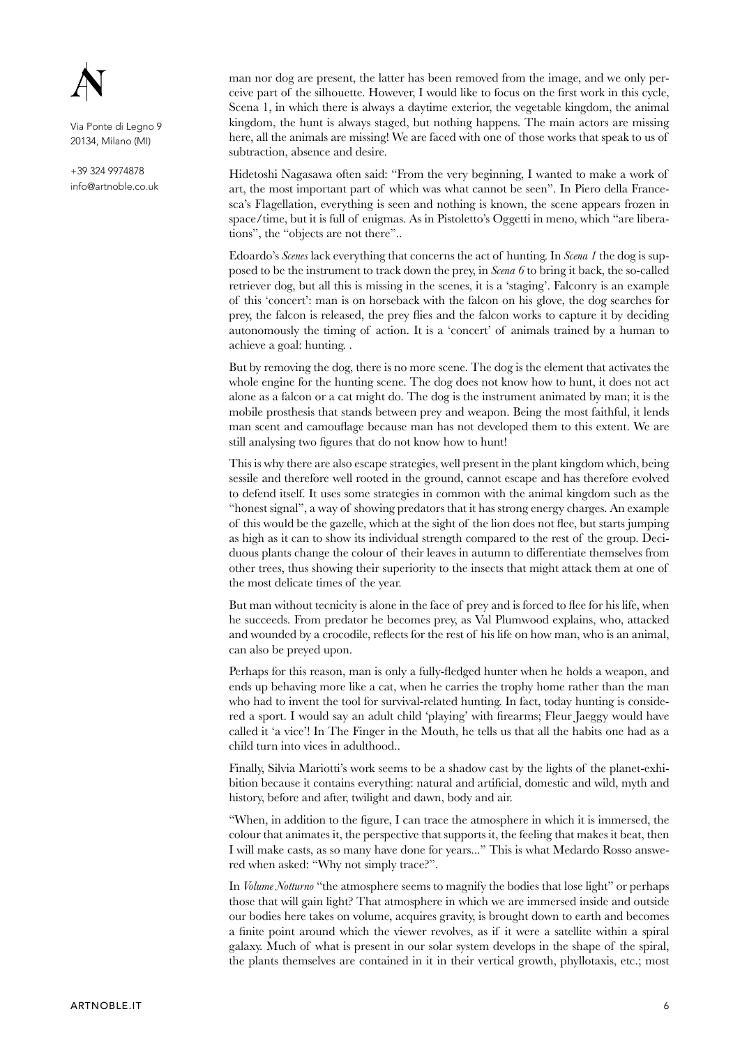man nor dog are present, the latter has been removed from the image, and we only perceive part of the silhouette. However, I would like to focus on the first work in this cycle, Scena 1, in which there is always a daytime exterior, the vegetable kingdom, the animal kingdom, the hunt is always staged, but nothing happens. The main actors are missing here, all the animals are missing! We are faced with one of those works that speak to us of subtraction, absence and desire.

Hidetoshi Nagasawa often said: "From the very beginning, I wanted to make a work of art, the most important part of which was what cannot be seen". In Piero della Francesca's Flagellation, everything is seen and nothing is known, the scene appears frozen in space/time, but it is full of enigmas. As in Pistoletto's Oggetti in meno, which "are liberations", the "objects are not there"..

Edoardo's *Scenes* lack everything that concerns the act of hunting. In *Scena 1* the dog is supposed to be the instrument to track down the prey, in *Scena 6* to bring it back, the so-called retriever dog, but all this is missing in the scenes, it is a 'staging'. Falconry is an example of this 'concert': man is on horseback with the falcon on his glove, the dog searches for prey, the falcon is released, the prey flies and the falcon works to capture it by deciding autonomously the timing of action. It is a 'concert' of animals trained by a human to achieve a goal: hunting. .

But by removing the dog, there is no more scene. The dog is the element that activates the whole engine for the hunting scene. The dog does not know how to hunt, it does not act alone as a falcon or a cat might do. The dog is the instrument animated by man; it is the mobile prosthesis that stands between prey and weapon. Being the most faithful, it lends man scent and camouflage because man has not developed them to this extent. We are still analysing two figures that do not know how to hunt!

This is why there are also escape strategies, well present in the plant kingdom which, being sessile and therefore well rooted in the ground, cannot escape and has therefore evolved to defend itself. It uses some strategies in common with the animal kingdom such as the "honest signal", a way of showing predators that it has strong energy charges. An example of this would be the gazelle, which at the sight of the lion does not flee, but starts jumping as high as it can to show its individual strength compared to the rest of the group. Deciduous plants change the colour of their leaves in autumn to differentiate themselves from other trees, thus showing their superiority to the insects that might attack them at one of the most delicate times of the year.

But man without tecnicity is alone in the face of prey and is forced to flee for his life, when he succeeds. From predator he becomes prey, as Val Plumwood explains, who, attacked and wounded by a crocodile, reflects for the rest of his life on how man, who is an animal, can also be preyed upon.

Perhaps for this reason, man is only a fully-fledged hunter when he holds a weapon, and ends up behaving more like a cat, when he carries the trophy home rather than the man who had to invent the tool for survival-related hunting. In fact, today hunting is considered a sport. I would say an adult child 'playing' with firearms; Fleur Jaeggy would have called it 'a vice'! In The Finger in the Mouth, he tells us that all the habits one had as a child turn into vices in adulthood..

Finally, Silvia Mariotti's work seems to be a shadow cast by the lights of the planet-exhibition because it contains everything: natural and artificial, domestic and wild, myth and history, before and after, twilight and dawn, body and air.

"When, in addition to the figure, I can trace the atmosphere in which it is immersed, the colour that animates it, the perspective that supports it, the feeling that makes it beat, then I will make casts, as so many have done for years..." This is what Medardo Rosso answered when asked: "Why not simply trace?".

In *Volume Notturno* "the atmosphere seems to magnify the bodies that lose light" or perhaps those that will gain light? That atmosphere in which we are immersed inside and outside our bodies here takes on volume, acquires gravity, is brought down to earth and becomes a finite point around which the viewer revolves, as if it were a satellite within a spiral galaxy. Much of what is present in our solar system develops in the shape of the spiral, the plants themselves are contained in it in their vertical growth, phyllotaxis, etc.; most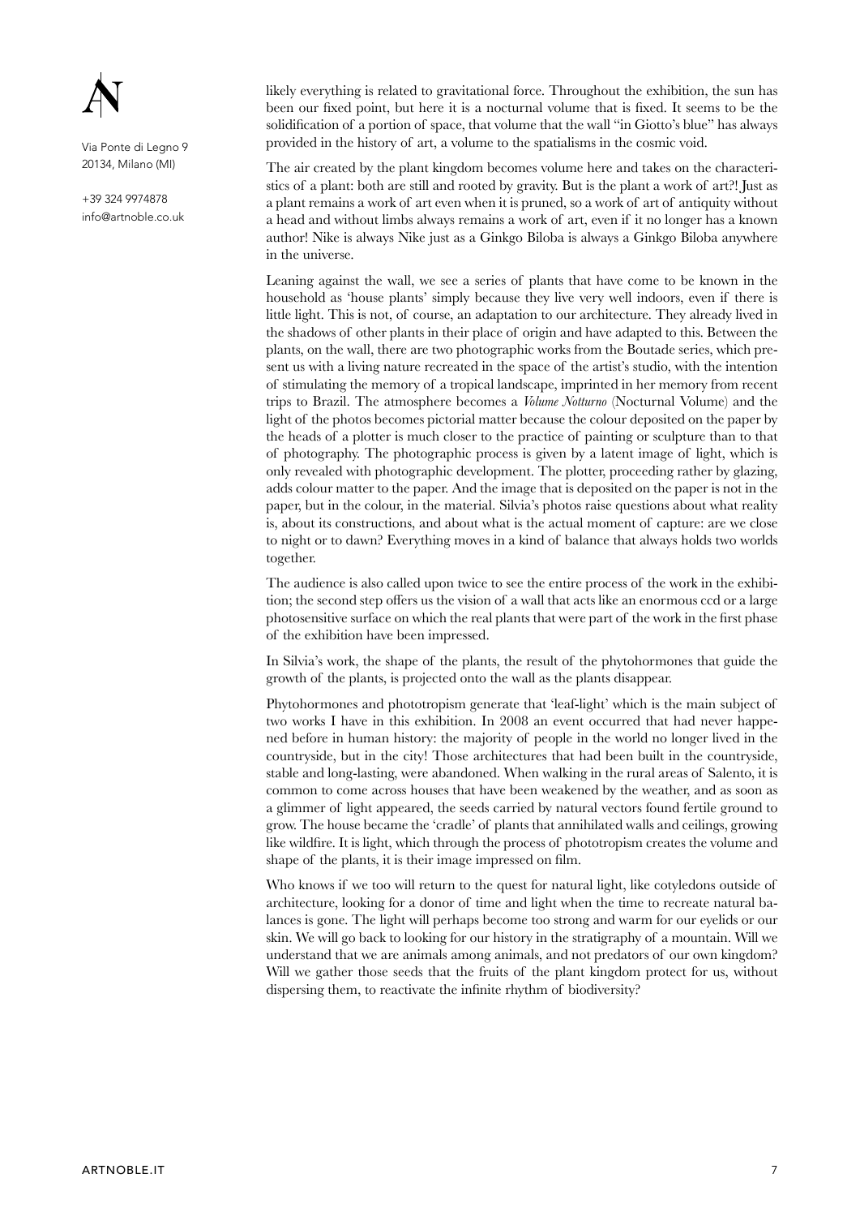likely everything is related to gravitational force. Throughout the exhibition, the sun has been our fixed point, but here it is a nocturnal volume that is fixed. It seems to be the solidification of a portion of space, that volume that the wall "in Giotto's blue" has always provided in the history of art, a volume to the spatialisms in the cosmic void.

The air created by the plant kingdom becomes volume here and takes on the characteristics of a plant: both are still and rooted by gravity. But is the plant a work of art?! Just as a plant remains a work of art even when it is pruned, so a work of art of antiquity without a head and without limbs always remains a work of art, even if it no longer has a known author! Nike is always Nike just as a Ginkgo Biloba is always a Ginkgo Biloba anywhere in the universe.

Leaning against the wall, we see a series of plants that have come to be known in the household as 'house plants' simply because they live very well indoors, even if there is little light. This is not, of course, an adaptation to our architecture. They already lived in the shadows of other plants in their place of origin and have adapted to this. Between the plants, on the wall, there are two photographic works from the Boutade series, which present us with a living nature recreated in the space of the artist's studio, with the intention of stimulating the memory of a tropical landscape, imprinted in her memory from recent trips to Brazil. The atmosphere becomes a *Volume Notturno* (Nocturnal Volume) and the light of the photos becomes pictorial matter because the colour deposited on the paper by the heads of a plotter is much closer to the practice of painting or sculpture than to that of photography. The photographic process is given by a latent image of light, which is only revealed with photographic development. The plotter, proceeding rather by glazing, adds colour matter to the paper. And the image that is deposited on the paper is not in the paper, but in the colour, in the material. Silvia's photos raise questions about what reality is, about its constructions, and about what is the actual moment of capture: are we close to night or to dawn? Everything moves in a kind of balance that always holds two worlds together.

The audience is also called upon twice to see the entire process of the work in the exhibition; the second step offers us the vision of a wall that acts like an enormous ccd or a large photosensitive surface on which the real plants that were part of the work in the first phase of the exhibition have been impressed.

In Silvia's work, the shape of the plants, the result of the phytohormones that guide the growth of the plants, is projected onto the wall as the plants disappear.

Phytohormones and phototropism generate that 'leaf-light' which is the main subject of two works I have in this exhibition. In 2008 an event occurred that had never happened before in human history: the majority of people in the world no longer lived in the countryside, but in the city! Those architectures that had been built in the countryside, stable and long-lasting, were abandoned. When walking in the rural areas of Salento, it is common to come across houses that have been weakened by the weather, and as soon as a glimmer of light appeared, the seeds carried by natural vectors found fertile ground to grow. The house became the 'cradle' of plants that annihilated walls and ceilings, growing like wildfire. It is light, which through the process of phototropism creates the volume and shape of the plants, it is their image impressed on film.

Who knows if we too will return to the quest for natural light, like cotyledons outside of architecture, looking for a donor of time and light when the time to recreate natural balances is gone. The light will perhaps become too strong and warm for our eyelids or our skin. We will go back to looking for our history in the stratigraphy of a mountain. Will we understand that we are animals among animals, and not predators of our own kingdom? Will we gather those seeds that the fruits of the plant kingdom protect for us, without dispersing them, to reactivate the infinite rhythm of biodiversity?